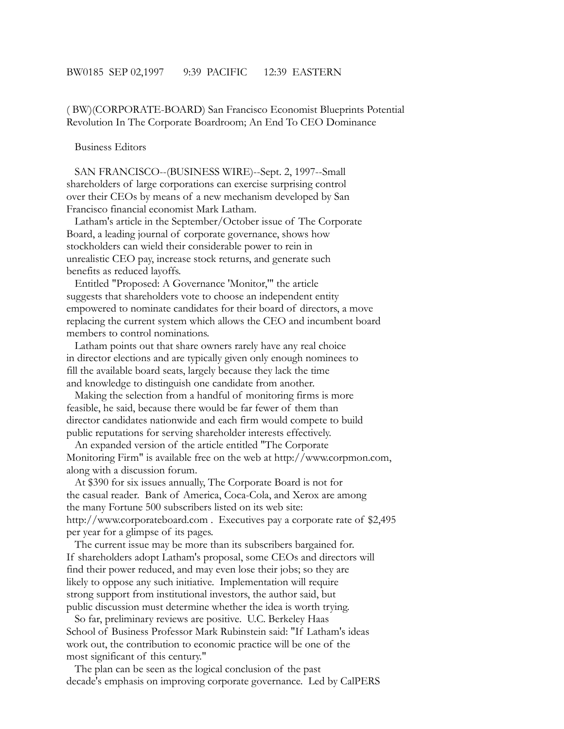BW0185 SEP 02,1997 9:39 PACIFIC 12:39 EASTERN

( BW)(CORPORATE-BOARD) San Francisco Economist Blueprints Potential Revolution In The Corporate Boardroom; An End To CEO Dominance

Business Editors

SAN FRANCISCO--(BUSINESS WIRE)--Sept. 2, 1997--Small shareholders of large corporations can exercise surprising control over their CEOs by means of a new mechanism developed by San Francisco financial economist Mark Latham.

Latham's article in the September/October issue of The Corporate Board, a leading journal of corporate governance, shows how stockholders can wield their considerable power to rein in unrealistic CEO pay, increase stock returns, and generate such benefits as reduced layoffs.

Entitled "Proposed: A Governance 'Monitor,'" the article suggests that shareholders vote to choose an independent entity empowered to nominate candidates for their board of directors, a move replacing the current system which allows the CEO and incumbent board members to control nominations.

Latham points out that share owners rarely have any real choice in director elections and are typically given only enough nominees to fill the available board seats, largely because they lack the time and knowledge to distinguish one candidate from another.

Making the selection from a handful of monitoring firms is more feasible, he said, because there would be far fewer of them than director candidates nationwide and each firm would compete to build public reputations for serving shareholder interests effectively.

An expanded version of the article entitled "The Corporate Monitoring Firm" is available free on the web at http://www.corpmon.com, along with a discussion forum.

At $390 for six issues annually, The Corporate Board is not for the casual reader. Bank of America, Coca-Cola, and Xerox are among the many Fortune 500 subscribers listed on its web site: http://www.corporateboard.com . Executives pay a corporate rate of $2,495 per year for a glimpse of its pages.

The current issue may be more than its subscribers bargained for. If shareholders adopt Latham's proposal, some CEOs and directors will find their power reduced, and may even lose their jobs; so they are likely to oppose any such initiative. Implementation will require strong support from institutional investors, the author said, but public discussion must determine whether the idea is worth trying.

So far, preliminary reviews are positive. U.C. Berkeley Haas School of Business Professor Mark Rubinstein said: "If Latham's ideas work out, the contribution to economic practice will be one of the most significant of this century."

The plan can be seen as the logical conclusion of the past decade's emphasis on improving corporate governance. Led by CalPERS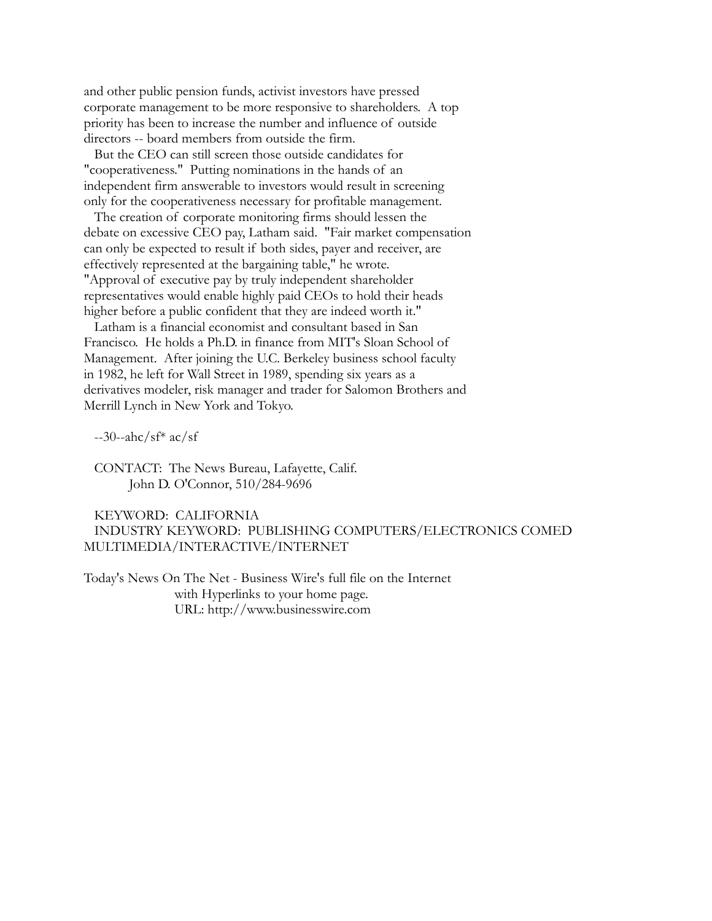and other public pension funds, activist investors have pressed corporate management to be more responsive to shareholders. A top priority has been to increase the number and influence of outside directors -- board members from outside the firm.

But the CEO can still screen those outside candidates for "cooperativeness." Putting nominations in the hands of an independent firm answerable to investors would result in screening only for the cooperativeness necessary for profitable management.

The creation of corporate monitoring firms should lessen the debate on excessive CEO pay, Latham said. "Fair market compensation can only be expected to result if both sides, payer and receiver, are effectively represented at the bargaining table," he wrote. "Approval of executive pay by truly independent shareholder representatives would enable highly paid CEOs to hold their heads higher before a public confident that they are indeed worth it."

Latham is a financial economist and consultant based in San Francisco. He holds a Ph.D. in finance from MIT's Sloan School of Management. After joining the U.C. Berkeley business school faculty in 1982, he left for Wall Street in 1989, spending six years as a derivatives modeler, risk manager and trader for Salomon Brothers and Merrill Lynch in New York and Tokyo.

--30--ahc/sf* ac/sf

CONTACT: The News Bureau, Lafayette, Calif.
John D. O'Connor, 510/284-9696

KEYWORD: CALIFORNIA
INDUSTRY KEYWORD: PUBLISHING COMPUTERS/ELECTRONICS COMED MULTIMEDIA/INTERACTIVE/INTERNET

Today's News On The Net - Business Wire's full file on the Internet
with Hyperlinks to your home page.
URL: http://www.businesswire.com